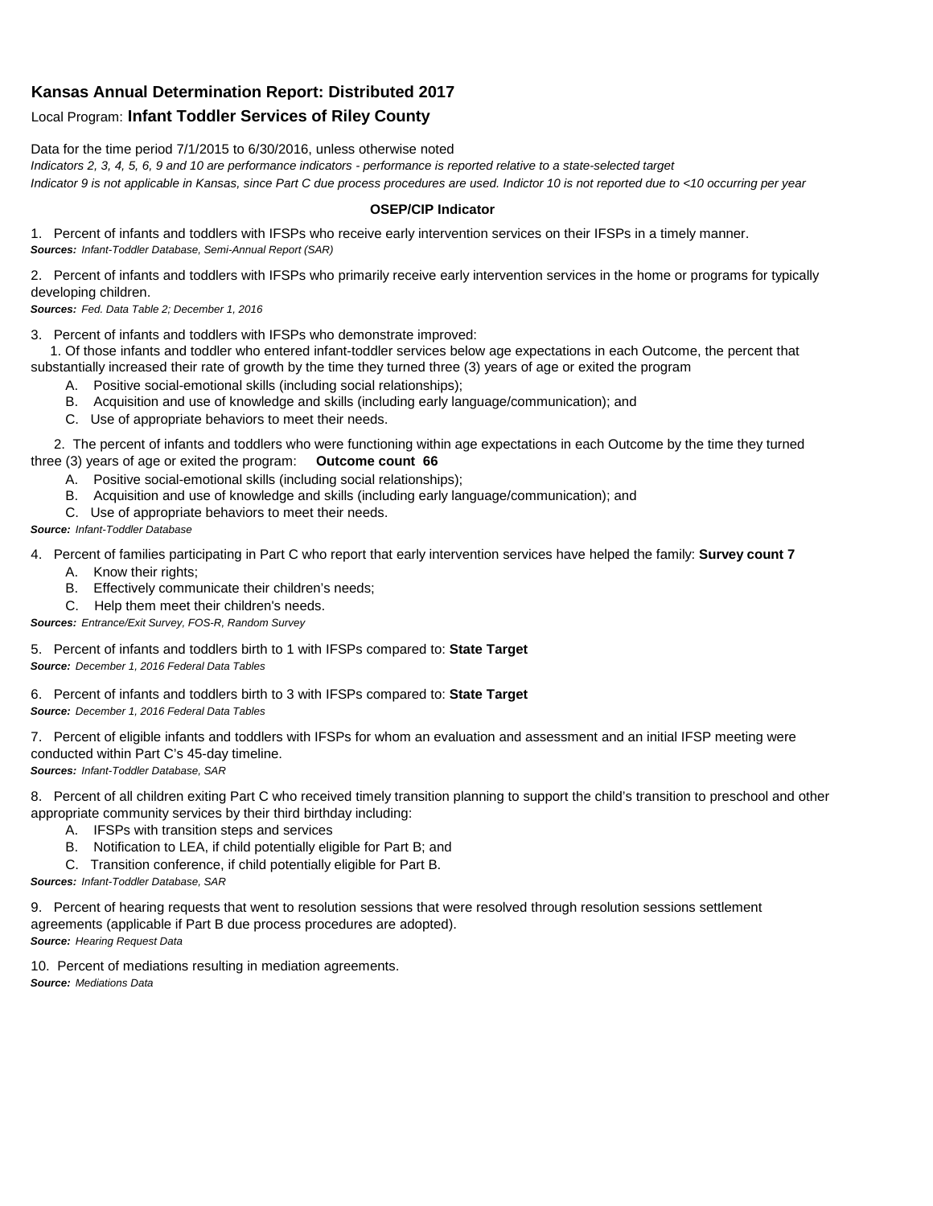**Kansas Annual Determination Report: Distributed 2017**

Local Program: **Infant Toddler Services of Riley County**

Data for the time period 7/1/2015 to 6/30/2016, unless otherwise noted

*Indicators 2, 3, 4, 5, 6, 9 and 10 are performance indicators - performance is reported relative to a state-selected target*

*Indicator 9 is not applicable in Kansas, since Part C due process procedures are used. Indictor 10 is not reported due to <10 occurring per year*

**OSEP/CIP Indicator**

1. Percent of infants and toddlers with IFSPs who receive early intervention services on their IFSPs in a timely manner.
***Sources:*** *Infant-Toddler Database, Semi-Annual Report (SAR)*

2. Percent of infants and toddlers with IFSPs who primarily receive early intervention services in the home or programs for typically developing children.
***Sources:*** *Fed. Data Table 2; December 1, 2016*

3. Percent of infants and toddlers with IFSPs who demonstrate improved:

   1. Of those infants and toddler who entered infant-toddler services below age expectations in each Outcome, the percent that substantially increased their rate of growth by the time they turned three (3) years of age or exited the program
      - A. Positive social-emotional skills (including social relationships);
      - B. Acquisition and use of knowledge and skills (including early language/communication); and
      - C. Use of appropriate behaviors to meet their needs.

   2. The percent of infants and toddlers who were functioning within age expectations in each Outcome by the time they turned three (3) years of age or exited the program: **Outcome count 66**
      - A. Positive social-emotional skills (including social relationships);
      - B. Acquisition and use of knowledge and skills (including early language/communication); and
      - C. Use of appropriate behaviors to meet their needs.

***Source:*** *Infant-Toddler Database*

4. Percent of families participating in Part C who report that early intervention services have helped the family: **Survey count 7**
   - A. Know their rights;
   - B. Effectively communicate their children's needs;
   - C. Help them meet their children's needs.

***Sources:*** *Entrance/Exit Survey, FOS-R, Random Survey*

5. Percent of infants and toddlers birth to 1 with IFSPs compared to: **State Target**
***Source:*** *December 1, 2016 Federal Data Tables*

6. Percent of infants and toddlers birth to 3 with IFSPs compared to: **State Target**
***Source:*** *December 1, 2016 Federal Data Tables*

7. Percent of eligible infants and toddlers with IFSPs for whom an evaluation and assessment and an initial IFSP meeting were conducted within Part C's 45-day timeline.
***Sources:*** *Infant-Toddler Database, SAR*

8. Percent of all children exiting Part C who received timely transition planning to support the child's transition to preschool and other appropriate community services by their third birthday including:
   - A. IFSPs with transition steps and services
   - B. Notification to LEA, if child potentially eligible for Part B; and
   - C. Transition conference, if child potentially eligible for Part B.

***Sources:*** *Infant-Toddler Database, SAR*

9. Percent of hearing requests that went to resolution sessions that were resolved through resolution sessions settlement agreements (applicable if Part B due process procedures are adopted).
***Source:*** *Hearing Request Data*

10. Percent of mediations resulting in mediation agreements.
***Source:*** *Mediations Data*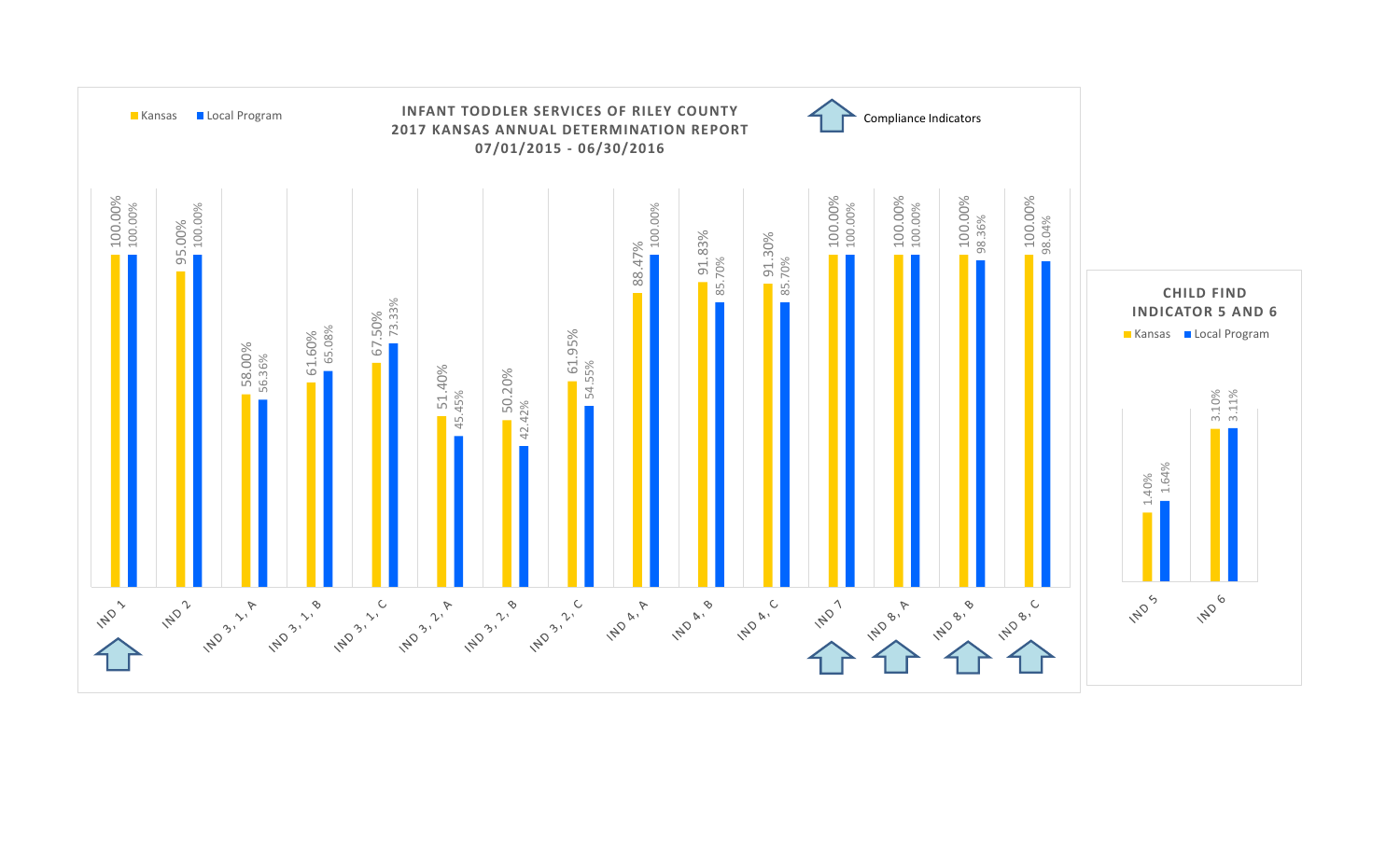Kansas   Local Program

INFANT TODDLER SERVICES OF RILEY COUNTY
2017 KANSAS ANNUAL DETERMINATION REPORT
07/01/2015 - 06/30/2016

Compliance Indicators

100.00% 100.00%
95.00% 100.00%
58.00% 56.36%
61.60% 65.08%
67.50% 73.33%
51.40% 45.45%
50.20% 42.42%
61.95% 54.55%
88.47% 100.00%
91.83% 85.70%
91.30% 85.70%
100.00% 100.00%
100.00% 100.00%
100.00% 98.36%
100.00% 98.04%

IND 1
IND 2
IND 3, 1, A
IND 3, 1, B
IND 3, 1, C
IND 3, 2, A
IND 3, 2, B
IND 3, 2, C
IND 4, A
IND 4, B
IND 4, C
IND 7
IND 8, A
IND 8, B
IND 8, C

CHILD FIND
INDICATOR 5 AND 6

Kansas   Local Program

1.40% 1.64%
3.10% 3.11%

IND 5
IND 6